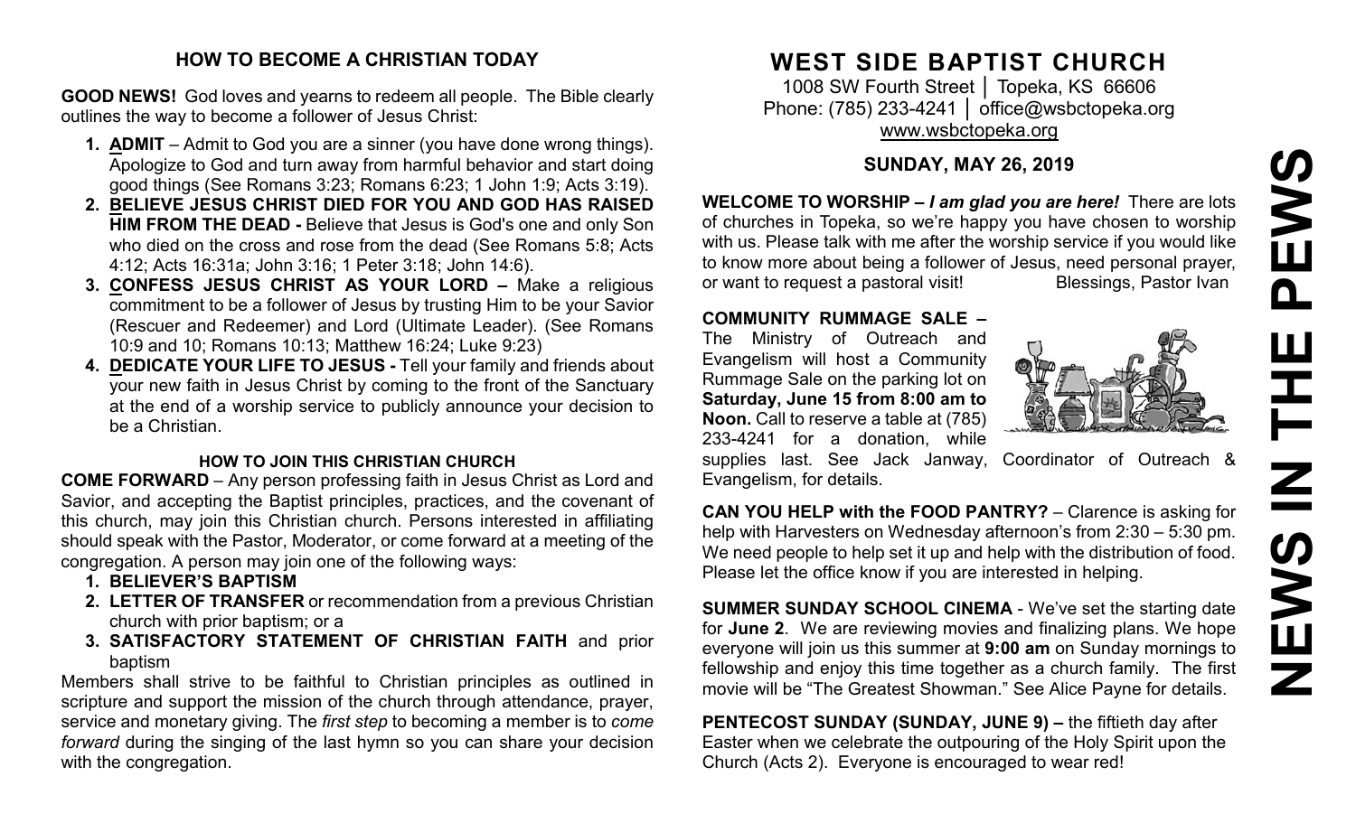## HOW TO BECOME A CHRISTIAN TODAY

**GOOD NEWS!** God loves and yearns to redeem all people. The Bible clearly outlines the way to become a follower of Jesus Christ:

1. **ADMIT** – Admit to God you are a sinner (you have done wrong things). Apologize to God and turn away from harmful behavior and start doing good things (See Romans 3:23; Romans 6:23; 1 John 1:9; Acts 3:19).
2. **BELIEVE JESUS CHRIST DIED FOR YOU AND GOD HAS RAISED HIM FROM THE DEAD -** Believe that Jesus is God's one and only Son who died on the cross and rose from the dead (See Romans 5:8; Acts 4:12; Acts 16:31a; John 3:16; 1 Peter 3:18; John 14:6).
3. **CONFESS JESUS CHRIST AS YOUR LORD –** Make a religious commitment to be a follower of Jesus by trusting Him to be your Savior (Rescuer and Redeemer) and Lord (Ultimate Leader). (See Romans 10:9 and 10; Romans 10:13; Matthew 16:24; Luke 9:23)
4. **DEDICATE YOUR LIFE TO JESUS -** Tell your family and friends about your new faith in Jesus Christ by coming to the front of the Sanctuary at the end of a worship service to publicly announce your decision to be a Christian.

### HOW TO JOIN THIS CHRISTIAN CHURCH

**COME FORWARD** – Any person professing faith in Jesus Christ as Lord and Savior, and accepting the Baptist principles, practices, and the covenant of this church, may join this Christian church. Persons interested in affiliating should speak with the Pastor, Moderator, or come forward at a meeting of the congregation. A person may join one of the following ways:

1. **BELIEVER'S BAPTISM**
2. **LETTER OF TRANSFER** or recommendation from a previous Christian church with prior baptism; or a
3. **SATISFACTORY STATEMENT OF CHRISTIAN FAITH** and prior baptism

Members shall strive to be faithful to Christian principles as outlined in scripture and support the mission of the church through attendance, prayer, service and monetary giving. The *first step* to becoming a member is to *come forward* during the singing of the last hymn so you can share your decision with the congregation.

# WEST SIDE BAPTIST CHURCH

1008 SW Fourth Street │ Topeka, KS 66606
Phone: (785) 233-4241 │ office@wsbctopeka.org
www.wsbctopeka.org

## SUNDAY, MAY 26, 2019

# NEWS IN THE PEWS

**WELCOME TO WORSHIP –** ***I am glad you are here!*** There are lots of churches in Topeka, so we're happy you have chosen to worship with us. Please talk with me after the worship service if you would like to know more about being a follower of Jesus, need personal prayer, or want to request a pastoral visit! Blessings, Pastor Ivan

**COMMUNITY RUMMAGE SALE –** The Ministry of Outreach and Evangelism will host a Community Rummage Sale on the parking lot on **Saturday, June 15 from 8:00 am to Noon.** Call to reserve a table at (785) 233-4241 for a donation, while supplies last. See Jack Janway, Coordinator of Outreach & Evangelism, for details.

**CAN YOU HELP with the FOOD PANTRY?** – Clarence is asking for help with Harvesters on Wednesday afternoon's from 2:30 – 5:30 pm. We need people to help set it up and help with the distribution of food. Please let the office know if you are interested in helping.

**SUMMER SUNDAY SCHOOL CINEMA** - We've set the starting date for **June 2**. We are reviewing movies and finalizing plans. We hope everyone will join us this summer at **9:00 am** on Sunday mornings to fellowship and enjoy this time together as a church family. The first movie will be "The Greatest Showman." See Alice Payne for details.

**PENTECOST SUNDAY (SUNDAY, JUNE 9) –** the fiftieth day after Easter when we celebrate the outpouring of the Holy Spirit upon the Church (Acts 2). Everyone is encouraged to wear red!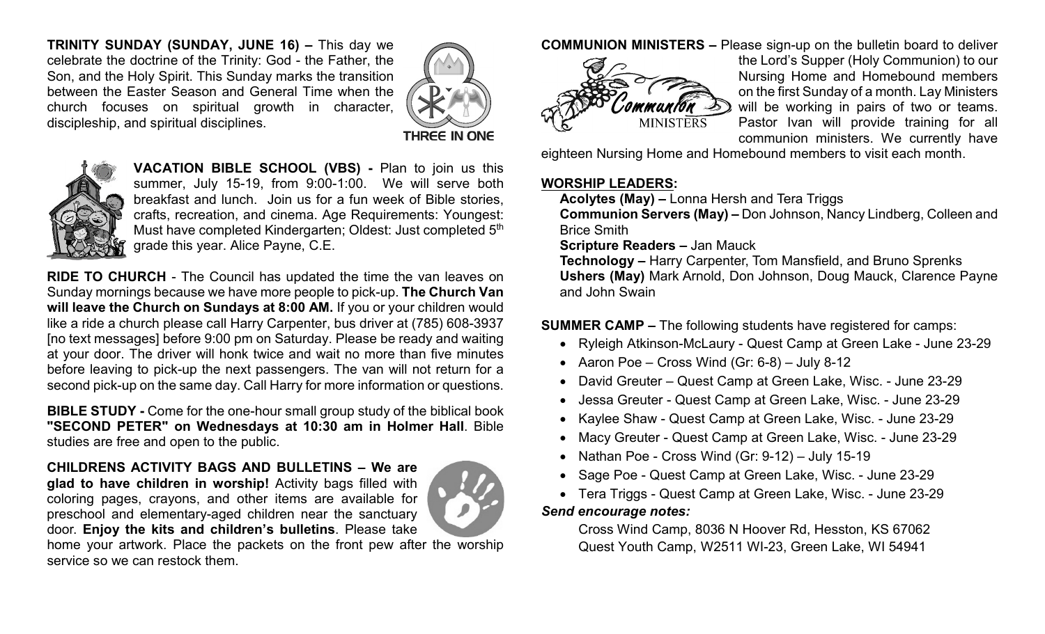**TRINITY SUNDAY (SUNDAY, JUNE 16) –** This day we celebrate the doctrine of the Trinity: God - the Father, the Son, and the Holy Spirit. This Sunday marks the transition between the Easter Season and General Time when the church focuses on spiritual growth in character, discipleship, and spiritual disciplines.

THREE IN ONE

**VACATION BIBLE SCHOOL (VBS) -** Plan to join us this summer, July 15-19, from 9:00-1:00. We will serve both breakfast and lunch. Join us for a fun week of Bible stories, crafts, recreation, and cinema. Age Requirements: Youngest: Must have completed Kindergarten; Oldest: Just completed 5th grade this year. Alice Payne, C.E.

**RIDE TO CHURCH** - The Council has updated the time the van leaves on Sunday mornings because we have more people to pick-up. **The Church Van will leave the Church on Sundays at 8:00 AM.** If you or your children would like a ride a church please call Harry Carpenter, bus driver at (785) 608-3937 [no text messages] before 9:00 pm on Saturday. Please be ready and waiting at your door. The driver will honk twice and wait no more than five minutes before leaving to pick-up the next passengers. The van will not return for a second pick-up on the same day. Call Harry for more information or questions.

**BIBLE STUDY -** Come for the one-hour small group study of the biblical book **"SECOND PETER" on Wednesdays at 10:30 am in Holmer Hall**. Bible studies are free and open to the public.

**CHILDRENS ACTIVITY BAGS AND BULLETINS – We are glad to have children in worship!** Activity bags filled with coloring pages, crayons, and other items are available for preschool and elementary-aged children near the sanctuary door. **Enjoy the kits and children's bulletins**. Please take home your artwork. Place the packets on the front pew after the worship service so we can restock them.

**COMMUNION MINISTERS –** Please sign-up on the bulletin board to deliver the Lord's Supper (Holy Communion) to our Nursing Home and Homebound members on the first Sunday of a month. Lay Ministers will be working in pairs of two or teams. Pastor Ivan will provide training for all communion ministers. We currently have eighteen Nursing Home and Homebound members to visit each month.

**WORSHIP LEADERS:**

**Acolytes (May) –** Lonna Hersh and Tera Triggs
**Communion Servers (May) –** Don Johnson, Nancy Lindberg, Colleen and Brice Smith
**Scripture Readers –** Jan Mauck
**Technology –** Harry Carpenter, Tom Mansfield, and Bruno Sprenks
**Ushers (May)** Mark Arnold, Don Johnson, Doug Mauck, Clarence Payne and John Swain

**SUMMER CAMP –** The following students have registered for camps:

- Ryleigh Atkinson-McLaury - Quest Camp at Green Lake - June 23-29
- Aaron Poe – Cross Wind (Gr: 6-8) – July 8-12
- David Greuter – Quest Camp at Green Lake, Wisc. - June 23-29
- Jessa Greuter - Quest Camp at Green Lake, Wisc. - June 23-29
- Kaylee Shaw - Quest Camp at Green Lake, Wisc. - June 23-29
- Macy Greuter - Quest Camp at Green Lake, Wisc. - June 23-29
- Nathan Poe - Cross Wind (Gr: 9-12) – July 15-19
- Sage Poe - Quest Camp at Green Lake, Wisc. - June 23-29
- Tera Triggs - Quest Camp at Green Lake, Wisc. - June 23-29

***Send encourage notes:***

Cross Wind Camp, 8036 N Hoover Rd, Hesston, KS 67062
Quest Youth Camp, W2511 WI-23, Green Lake, WI 54941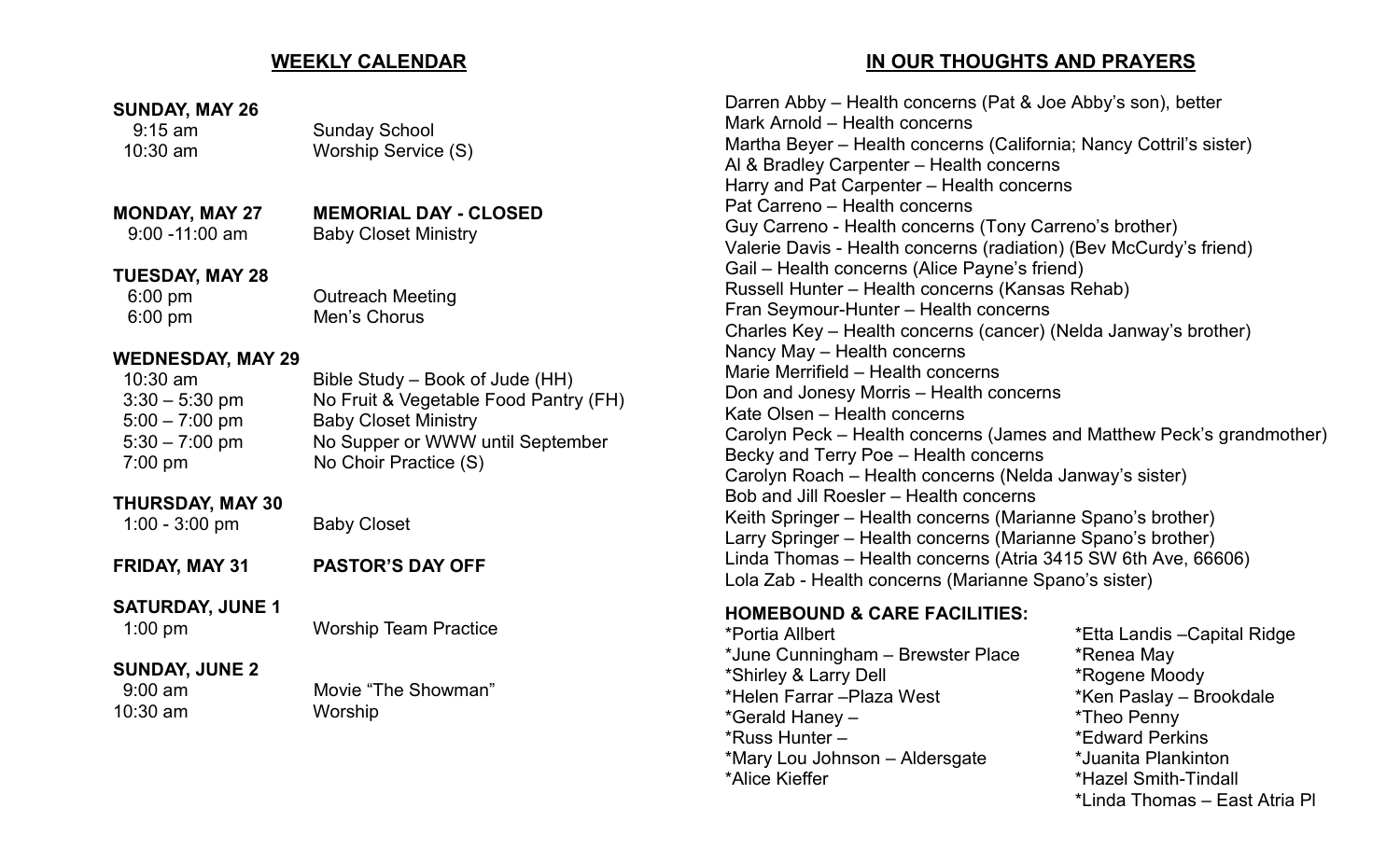## WEEKLY CALENDAR

**SUNDAY, MAY 26**

9:15 am Sunday School
10:30 am Worship Service (S)

**MONDAY, MAY 27** **MEMORIAL DAY - CLOSED**

9:00 -11:00 am Baby Closet Ministry

**TUESDAY, MAY 28**

6:00 pm Outreach Meeting
6:00 pm Men's Chorus

**WEDNESDAY, MAY 29**

10:30 am Bible Study – Book of Jude (HH)
3:30 – 5:30 pm No Fruit & Vegetable Food Pantry (FH)
5:00 – 7:00 pm Baby Closet Ministry
5:30 – 7:00 pm No Supper or WWW until September
7:00 pm No Choir Practice (S)

**THURSDAY, MAY 30**

1:00 - 3:00 pm Baby Closet

**FRIDAY, MAY 31** **PASTOR'S DAY OFF**

**SATURDAY, JUNE 1**

1:00 pm Worship Team Practice

**SUNDAY, JUNE 2**

9:00 am Movie "The Showman"
10:30 am Worship

## IN OUR THOUGHTS AND PRAYERS

Darren Abby – Health concerns (Pat & Joe Abby's son), better
Mark Arnold – Health concerns
Martha Beyer – Health concerns (California; Nancy Cottril's sister)
Al & Bradley Carpenter – Health concerns
Harry and Pat Carpenter – Health concerns
Pat Carreno – Health concerns
Guy Carreno - Health concerns (Tony Carreno's brother)
Valerie Davis - Health concerns (radiation) (Bev McCurdy's friend)
Gail – Health concerns (Alice Payne's friend)
Russell Hunter – Health concerns (Kansas Rehab)
Fran Seymour-Hunter – Health concerns
Charles Key – Health concerns (cancer) (Nelda Janway's brother)
Nancy May – Health concerns
Marie Merrifield – Health concerns
Don and Jonesy Morris – Health concerns
Kate Olsen – Health concerns
Carolyn Peck – Health concerns (James and Matthew Peck's grandmother)
Becky and Terry Poe – Health concerns
Carolyn Roach – Health concerns (Nelda Janway's sister)
Bob and Jill Roesler – Health concerns
Keith Springer – Health concerns (Marianne Spano's brother)
Larry Springer – Health concerns (Marianne Spano's brother)
Linda Thomas – Health concerns (Atria 3415 SW 6th Ave, 66606)
Lola Zab - Health concerns (Marianne Spano's sister)

**HOMEBOUND & CARE FACILITIES:**

*Portia Allbert
*June Cunningham – Brewster Place
*Shirley & Larry Dell
*Helen Farrar –Plaza West
*Gerald Haney –
*Russ Hunter –
*Mary Lou Johnson – Aldersgate
*Alice Kieffer
*Etta Landis –Capital Ridge
*Renea May
*Rogene Moody
*Ken Paslay – Brookdale
*Theo Penny
*Edward Perkins
*Juanita Plankinton
*Hazel Smith-Tindall
*Linda Thomas – East Atria Pl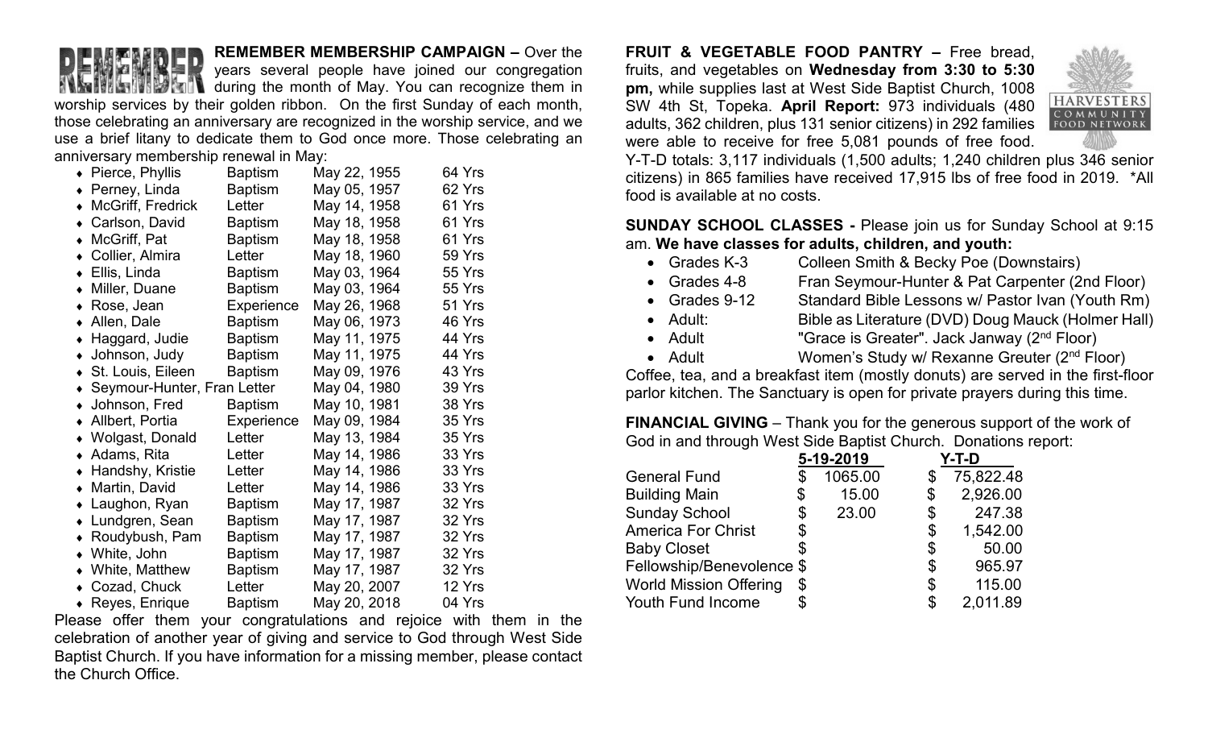**REMEMBER MEMBERSHIP CAMPAIGN –** Over the years several people have joined our congregation during the month of May. You can recognize them in worship services by their golden ribbon. On the first Sunday of each month, those celebrating an anniversary are recognized in the worship service, and we use a brief litany to dedicate them to God once more. Those celebrating an anniversary membership renewal in May:

| | | | |
|---|---|---|---|
| Pierce, Phyllis | Baptism | May 22, 1955 | 64 Yrs |
| Perney, Linda | Baptism | May 05, 1957 | 62 Yrs |
| McGriff, Fredrick | Letter | May 14, 1958 | 61 Yrs |
| Carlson, David | Baptism | May 18, 1958 | 61 Yrs |
| McGriff, Pat | Baptism | May 18, 1958 | 61 Yrs |
| Collier, Almira | Letter | May 18, 1960 | 59 Yrs |
| Ellis, Linda | Baptism | May 03, 1964 | 55 Yrs |
| Miller, Duane | Baptism | May 03, 1964 | 55 Yrs |
| Rose, Jean | Experience | May 26, 1968 | 51 Yrs |
| Allen, Dale | Baptism | May 06, 1973 | 46 Yrs |
| Haggard, Judie | Baptism | May 11, 1975 | 44 Yrs |
| Johnson, Judy | Baptism | May 11, 1975 | 44 Yrs |
| St. Louis, Eileen | Baptism | May 09, 1976 | 43 Yrs |
| Seymour-Hunter, Fran | Letter | May 04, 1980 | 39 Yrs |
| Johnson, Fred | Baptism | May 10, 1981 | 38 Yrs |
| Allbert, Portia | Experience | May 09, 1984 | 35 Yrs |
| Wolgast, Donald | Letter | May 13, 1984 | 35 Yrs |
| Adams, Rita | Letter | May 14, 1986 | 33 Yrs |
| Handshy, Kristie | Letter | May 14, 1986 | 33 Yrs |
| Martin, David | Letter | May 14, 1986 | 33 Yrs |
| Laughon, Ryan | Baptism | May 17, 1987 | 32 Yrs |
| Lundgren, Sean | Baptism | May 17, 1987 | 32 Yrs |
| Roudybush, Pam | Baptism | May 17, 1987 | 32 Yrs |
| White, John | Baptism | May 17, 1987 | 32 Yrs |
| White, Matthew | Baptism | May 17, 1987 | 32 Yrs |
| Cozad, Chuck | Letter | May 20, 2007 | 12 Yrs |
| Reyes, Enrique | Baptism | May 20, 2018 | 04 Yrs |

Please offer them your congratulations and rejoice with them in the celebration of another year of giving and service to God through West Side Baptist Church. If you have information for a missing member, please contact the Church Office.

**FRUIT & VEGETABLE FOOD PANTRY –** Free bread, fruits, and vegetables on **Wednesday from 3:30 to 5:30 pm,** while supplies last at West Side Baptist Church, 1008 SW 4th St, Topeka. **April Report:** 973 individuals (480 adults, 362 children, plus 131 senior citizens) in 292 families were able to receive for free 5,081 pounds of free food. Y-T-D totals: 3,117 individuals (1,500 adults; 1,240 children plus 346 senior citizens) in 865 families have received 17,915 lbs of free food in 2019. *All food is available at no costs.

HARVESTERS COMMUNITY FOOD NETWORK

**SUNDAY SCHOOL CLASSES -** Please join us for Sunday School at 9:15 am. **We have classes for adults, children, and youth:**

- Grades K-3 — Colleen Smith & Becky Poe (Downstairs)
- Grades 4-8 — Fran Seymour-Hunter & Pat Carpenter (2nd Floor)
- Grades 9-12 — Standard Bible Lessons w/ Pastor Ivan (Youth Rm)
- Adult: — Bible as Literature (DVD) Doug Mauck (Holmer Hall)
- Adult — "Grace is Greater". Jack Janway (2nd Floor)
- Adult — Women's Study w/ Rexanne Greuter (2nd Floor)

Coffee, tea, and a breakfast item (mostly donuts) are served in the first-floor parlor kitchen. The Sanctuary is open for private prayers during this time.

**FINANCIAL GIVING** – Thank you for the generous support of the work of God in and through West Side Baptist Church. Donations report:

| | 5-19-2019 | Y-T-D |
|---|---|---|
| General Fund | $ 1065.00 | $ 75,822.48 |
| Building Main | $ 15.00 | $ 2,926.00 |
| Sunday School | $ 23.00 | $ 247.38 |
| America For Christ | $ | $ 1,542.00 |
| Baby Closet | $ | $ 50.00 |
| Fellowship/Benevolence | $ | $ 965.97 |
| World Mission Offering | $ | $ 115.00 |
| Youth Fund Income | $ | $ 2,011.89 |